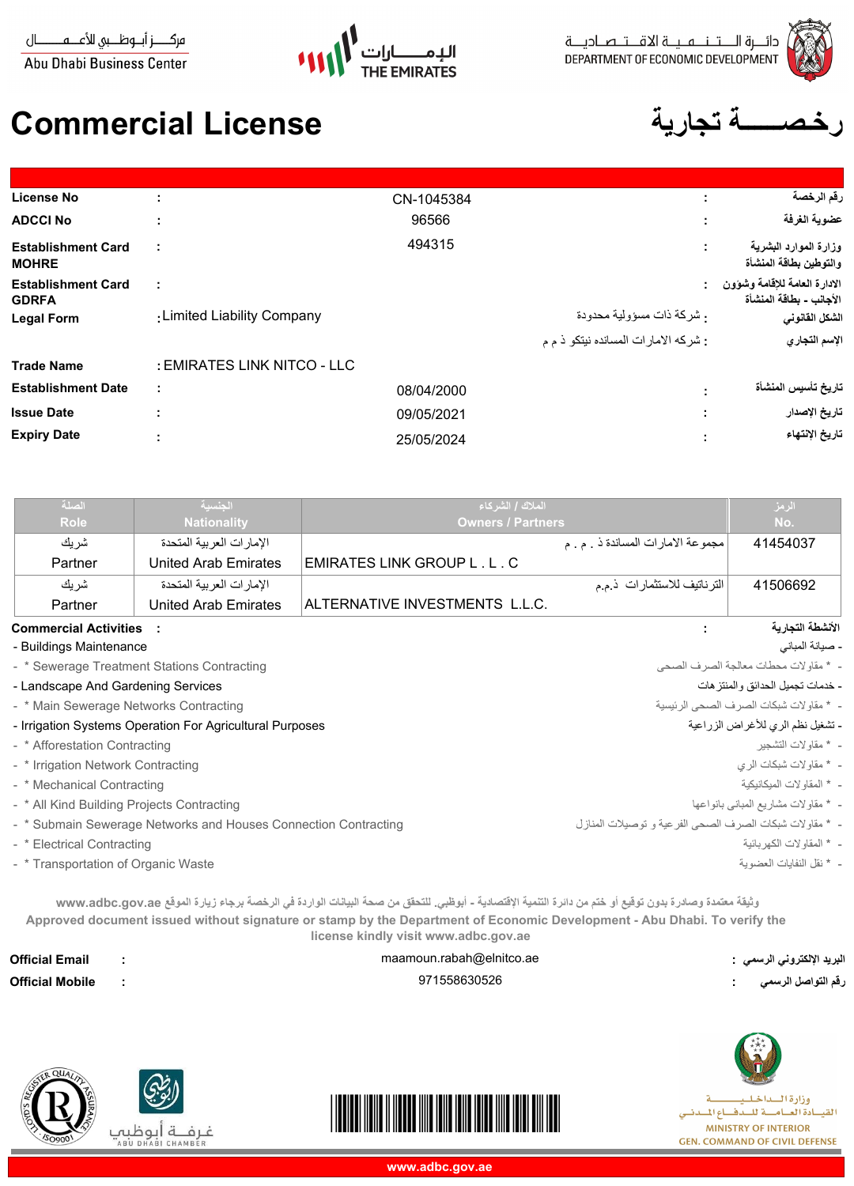مركـــز أبـوظـبي للأعـمــــال
Abu Dhabi Business Center

الإمــــارات
THE EMIRATES

دائـرة الـتـنـمـيـة الاقـتـصـاديـة
DEPARTMENT OF ECONOMIC DEVELOPMENT

# Commercial License رخصـــــة تجارية

| | | | | |
|---|---|---|---|---|
| **License No** | : | CN-1045384 | : | **رقم الرخصة** |
| **ADCCI No** | : | 96566 | : | **عضوية الغرفة** |
| **Establishment Card MOHRE** | : | 494315 | : | **وزارة الموارد البشرية والتوطين بطاقة المنشأة** |
| **Establishment Card GDRFA** | : | | : | **الادارة العامة للإقامة وشؤون الأجانب - بطاقة المنشأة** |
| **Legal Form** | : Limited Liability Company | شركة ذات مسؤولية محدودة | : | **الشكل القانوني** |
| | | شركه الامارات المسانده نيتكو ذ م م | : | **الإسم التجاري** |
| **Trade Name** | : EMIRATES LINK NITCO - LLC | | | |
| **Establishment Date** | : | 08/04/2000 | : | **تاريخ تأسيس المنشأة** |
| **Issue Date** | : | 09/05/2021 | : | **تاريخ الإصدار** |
| **Expiry Date** | : | 25/05/2024 | : | **تاريخ الإنتهاء** |

| الصلة Role | الجنسية Nationality | الملاك / الشركاء Owners / Partners | الرمز No. |
|---|---|---|---|
| شريك Partner | الإمارات العربية المتحدة United Arab Emirates | مجموعة الامارات المساندة ذ . م . م EMIRATES LINK GROUP L . L . C | 41454037 |
| شريك Partner | الإمارات العربية المتحدة United Arab Emirates | الترناتيف للاستثمارات ذ.م.م ALTERNATIVE INVESTMENTS L.L.C. | 41506692 |

**Commercial Activities** : **الأنشطة التجارية** :

- Buildings Maintenance - صيانة المباني
- \* Seweraqe Treatment Stations Contracting - * مقاولات محطات معالجة الصرف الصحى
- Landscape And Gardening Services - خدمات تجميل الحدائق والمنتزهات
- \* Main Sewerage Networks Contracting - * مقاولات شبكات الصرف الصحى الرئيسية
- Irrigation Systems Operation For Agricultural Purposes - تشغيل نظم الري للأغراض الزراعية
- \* Afforestation Contracting - * مقاولات التشجير
- \* Irrigation Network Contracting - * مقاولات شبكات الري
- \* Mechanical Contracting - * المقاولات الميكانيكية
- \* All Kind Building Projects Contracting - * مقاولات مشاريع المباني بانواعها
- \* Submain Sewerage Networks and Houses Connection Contracting - * مقاولات شبكات الصرف الصحى الفرعية و توصيلات المنازل
- \* Electrical Contracting - * المقاولات الكهربائية
- \* Transportation of Organic Waste - * نقل النفايات العضوية

وثيقة معتمدة وصادرة بدون توقيع أو ختم من دائرة التنمية الإقتصادية - أبوظبي. للتحقق من صحة البيانات الواردة في الرخصة برجاء زيارة الموقع www.adbc.gov.ae

Approved document issued without signature or stamp by the Department of Economic Development - Abu Dhabi. To verify the license kindly visit www.adbc.gov.ae

| | | | | |
|---|---|---|---|---|
| **Official Email** | : | maamoun.rabah@elnitco.ae | : | **البريد الإلكتروني الرسمي** |
| **Official Mobile** | : | 971558630526 | : | **رقم التواصل الرسمي** |

غرفة أبوظبي ABU DHABI CHAMBER

وزارة الداخلية القيادة العامة للدفاع المدني
MINISTRY OF INTERIOR
GEN. COMMAND OF CIVIL DEFENSE

www.adbc.gov.ae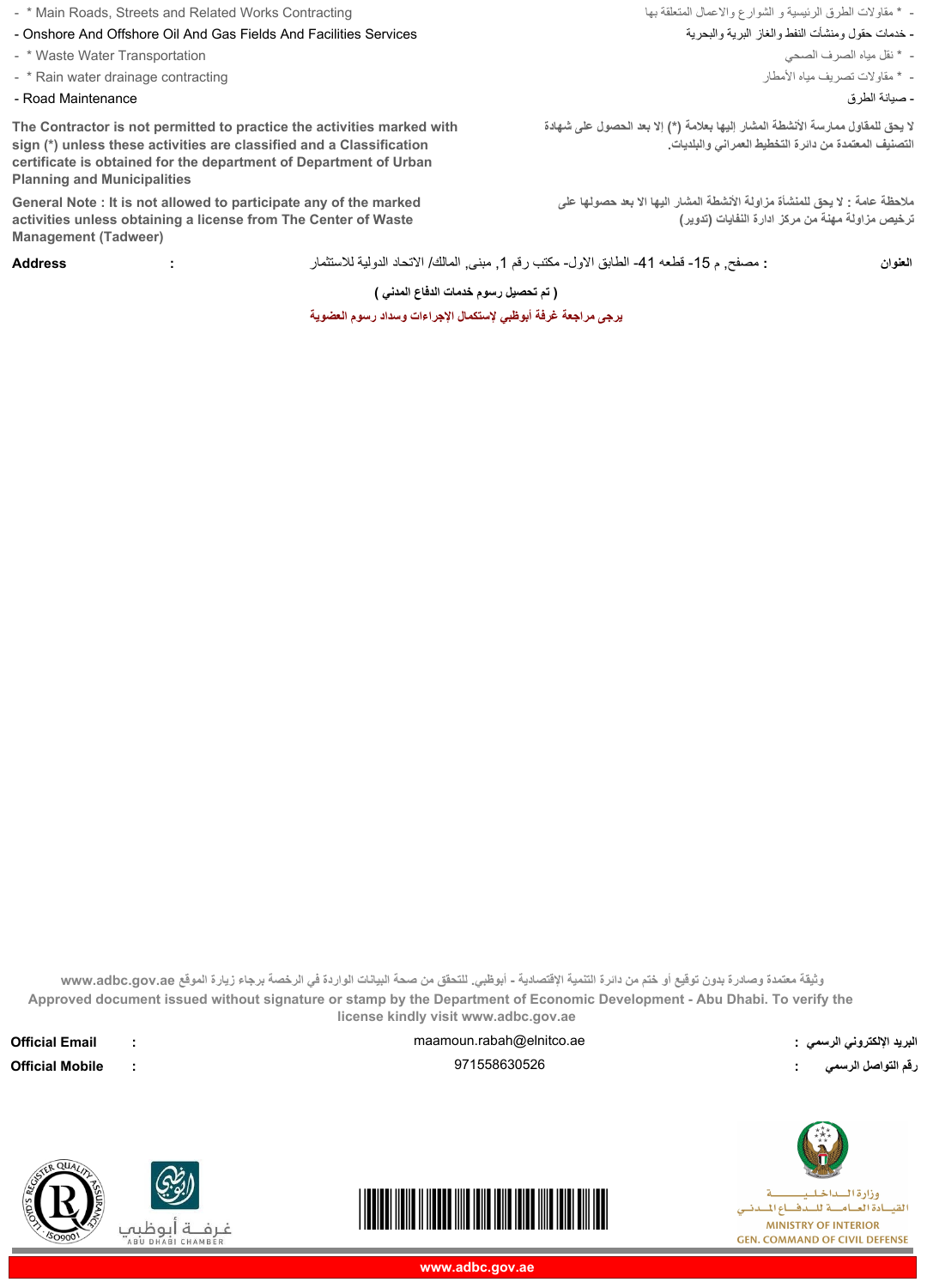| | |
|---|---|
| - * Main Roads, Streets and Related Works Contracting | * مقاولات الطرق الرئيسية و الشوارع والاعمال المتعلقة بها - |
| - Onshore And Offshore Oil And Gas Fields And Facilities Services | خدمات حقول ومنشآت النفط والغاز البرية والبحرية - |
| - * Waste Water Transportation | * نقل مياه الصرف الصحي - |
| - * Rain water drainage contracting | * مقاولات تصريف مياه الأمطار - |
| - Road Maintenance | صيانة الطرق - |

**The Contractor is not permitted to practice the activities marked with sign (*) unless these activities are classified and a Classification certificate is obtained for the department of Department of Urban Planning and Municipalities**

**لا يحق للمقاول ممارسة الأنشطة المشار إليها بعلامة (*) إلا بعد الحصول على شهادة التصنيف المعتمدة من دائرة التخطيط العمراني والبلديات.**

**General Note : It is not allowed to participate any of the marked activities unless obtaining a license from The Center of Waste Management (Tadweer)**

**ملاحظة عامة : لا يحق للمنشأة مزاولة الأنشطة المشار اليها الا بعد حصولها على ترخيص مزاولة مهنة من مركز ادارة النفايات (تدوير)**

**Address** : مصفح, م 15- قطعه 41- الطابق الاول- مكتب رقم 1, مبنى, المالك/ الاتحاد الدولية للاستثمار : **العنوان**

**( تم تحصيل رسوم خدمات الدفاع المدني )**

**يرجى مراجعة غرفة أبوظبي لإستكمال الإجراءات وسداد رسوم العضوية**

وثيقة معتمدة وصادرة بدون توقيع أو ختم من دائرة التنمية الإقتصادية - أبوظبي. للتحقق من صحة البيانات الواردة في الرخصة برجاء زيارة الموقع www.adbc.gov.ae

Approved document issued without signature or stamp by the Department of Economic Development - Abu Dhabi. To verify the license kindly visit www.adbc.gov.ae

**Official Email** : maamoun.rabah@elnitco.ae : **البريد الإلكتروني الرسمي**

**Official Mobile** : 971558630526 : **رقم التواصل الرسمي**

غرفة أبوظبي ABU DHABI CHAMBER

وزارة الداخلية القيادة العامة للدفاع المدني MINISTRY OF INTERIOR GEN. COMMAND OF CIVIL DEFENSE

www.adbc.gov.ae